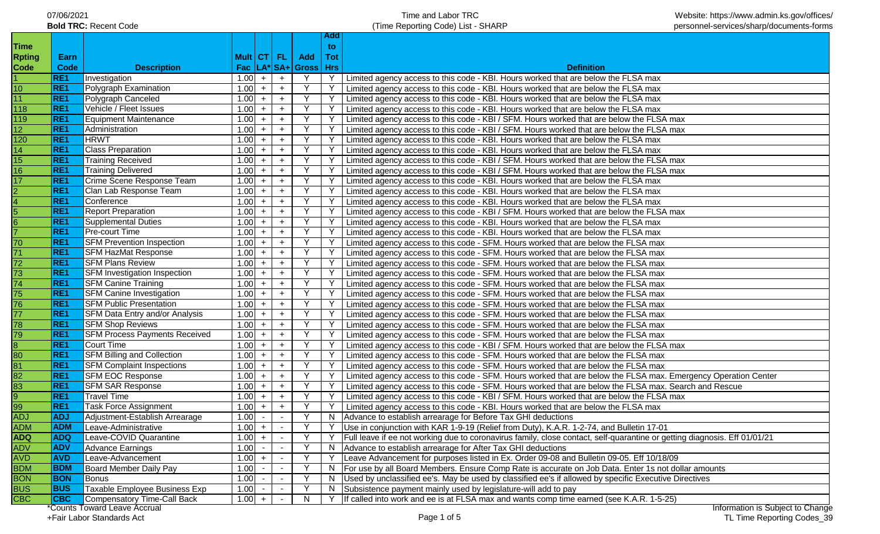07/06/2021

**Bold TRC:** Recent Code

# Time and Labor TRC
## (Time Reporting Code) List - SHARP

Website: https://www.admin.ks.gov/offices/personnel-services/sharp/documents-forms

| Time Rpting Code | Earn Code | Description | Mult Fac | CT LA* | FL SA+ | Add Gross | Add to Tot Hrs | Definition |
|---|---|---|---|---|---|---|---|---|
| 1 | RE1 | Investigation | 1.00 | + | + | Y | Y | Limited agency access to this code - KBI. Hours worked that are below the FLSA max |
| 10 | RE1 | Polygraph Examination | 1.00 | + | + | Y | Y | Limited agency access to this code - KBI. Hours worked that are below the FLSA max |
| 11 | RE1 | Polygraph Canceled | 1.00 | + | + | Y | Y | Limited agency access to this code - KBI. Hours worked that are below the FLSA max |
| 118 | RE1 | Vehicle / Fleet Issues | 1.00 | + | + | Y | Y | Limited agency access to this code - KBI. Hours worked that are below the FLSA max |
| 119 | RE1 | Equipment Maintenance | 1.00 | + | + | Y | Y | Limited agency access to this code - KBI / SFM. Hours worked that are below the FLSA max |
| 12 | RE1 | Administration | 1.00 | + | + | Y | Y | Limited agency access to this code - KBI / SFM. Hours worked that are below the FLSA max |
| 120 | RE1 | HRWT | 1.00 | + | + | Y | Y | Limited agency access to this code - KBI. Hours worked that are below the FLSA max |
| 14 | RE1 | Class Preparation | 1.00 | + | + | Y | Y | Limited agency access to this code - KBI. Hours worked that are below the FLSA max |
| 15 | RE1 | Training Received | 1.00 | + | + | Y | Y | Limited agency access to this code - KBI / SFM. Hours worked that are below the FLSA max |
| 16 | RE1 | Training Delivered | 1.00 | + | + | Y | Y | Limited agency access to this code - KBI / SFM. Hours worked that are below the FLSA max |
| 17 | RE1 | Crime Scene Response Team | 1.00 | + | + | Y | Y | Limited agency access to this code - KBI. Hours worked that are below the FLSA max |
| 2 | RE1 | Clan Lab Response Team | 1.00 | + | + | Y | Y | Limited agency access to this code - KBI. Hours worked that are below the FLSA max |
| 4 | RE1 | Conference | 1.00 | + | + | Y | Y | Limited agency access to this code - KBI. Hours worked that are below the FLSA max |
| 5 | RE1 | Report Preparation | 1.00 | + | + | Y | Y | Limited agency access to this code - KBI / SFM. Hours worked that are below the FLSA max |
| 6 | RE1 | Supplemental Duties | 1.00 | + | + | Y | Y | Limited agency access to this code - KBI. Hours worked that are below the FLSA max |
| 7 | RE1 | Pre-court Time | 1.00 | + | + | Y | Y | Limited agency access to this code - KBI. Hours worked that are below the FLSA max |
| 70 | RE1 | SFM Prevention Inspection | 1.00 | + | + | Y | Y | Limited agency access to this code - SFM. Hours worked that are below the FLSA max |
| 71 | RE1 | SFM HazMat Response | 1.00 | + | + | Y | Y | Limited agency access to this code - SFM. Hours worked that are below the FLSA max |
| 72 | RE1 | SFM Plans Review | 1.00 | + | + | Y | Y | Limited agency access to this code - SFM. Hours worked that are below the FLSA max |
| 73 | RE1 | SFM Investigation Inspection | 1.00 | + | + | Y | Y | Limited agency access to this code - SFM. Hours worked that are below the FLSA max |
| 74 | RE1 | SFM Canine Training | 1.00 | + | + | Y | Y | Limited agency access to this code - SFM. Hours worked that are below the FLSA max |
| 75 | RE1 | SFM Canine Investigation | 1.00 | + | + | Y | Y | Limited agency access to this code - SFM. Hours worked that are below the FLSA max |
| 76 | RE1 | SFM Public Presentation | 1.00 | + | + | Y | Y | Limited agency access to this code - SFM. Hours worked that are below the FLSA max |
| 77 | RE1 | SFM Data Entry and/or Analysis | 1.00 | + | + | Y | Y | Limited agency access to this code - SFM. Hours worked that are below the FLSA max |
| 78 | RE1 | SFM Shop Reviews | 1.00 | + | + | Y | Y | Limited agency access to this code - SFM. Hours worked that are below the FLSA max |
| 79 | RE1 | SFM Process Payments Received | 1.00 | + | + | Y | Y | Limited agency access to this code - SFM. Hours worked that are below the FLSA max |
| 8 | RE1 | Court Time | 1.00 | + | + | Y | Y | Limited agency access to this code - KBI / SFM. Hours worked that are below the FLSA max |
| 80 | RE1 | SFM Billing and Collection | 1.00 | + | + | Y | Y | Limited agency access to this code - SFM. Hours worked that are below the FLSA max |
| 81 | RE1 | SFM Complaint Inspections | 1.00 | + | + | Y | Y | Limited agency access to this code - SFM. Hours worked that are below the FLSA max |
| 82 | RE1 | SFM EOC Response | 1.00 | + | + | Y | Y | Limited agency access to this code - SFM. Hours worked that are below the FLSA max. Emergency Operation Center |
| 83 | RE1 | SFM SAR Response | 1.00 | + | + | Y | Y | Limited agency access to this code - SFM. Hours worked that are below the FLSA max. Search and Rescue |
| 9 | RE1 | Travel Time | 1.00 | + | + | Y | Y | Limited agency access to this code - KBI / SFM. Hours worked that are below the FLSA max |
| 99 | RE1 | Task Force Assignment | 1.00 | + | + | Y | Y | Limited agency access to this code - KBI. Hours worked that are below the FLSA max |
| ADJ | ADJ | Adjustment-Establish Arrearage | 1.00 | - | - | Y | N | Advance to establish arrearage for Before Tax GHI deductions |
| ADM | ADM | Leave-Administrative | 1.00 | + | - | Y | Y | Use in conjunction with KAR 1-9-19 (Relief from Duty), K.A.R. 1-2-74, and Bulletin 17-01 |
| **ADQ** | **ADQ** | Leave-COVID Quarantine | 1.00 | + | - | Y | Y | Full leave if ee not working due to coronavirus family, close contact, self-quarantine or getting diagnosis. Eff 01/01/21 |
| ADV | ADV | Advance Earnings | 1.00 | - | - | Y | N | Advance to establish arrearage for After Tax GHI deductions |
| AVD | AVD | Leave-Advancement | 1.00 | + | - | Y | Y | Leave Advancement for purposes listed in Ex. Order 09-08 and Bulletin 09-05. Eff 10/18/09 |
| BDM | BDM | Board Member Daily Pay | 1.00 | - | - | Y | N | For use by all Board Members. Ensure Comp Rate is accurate on Job Data. Enter 1s not dollar amounts |
| BON | BON | Bonus | 1.00 | - | - | Y | N | Used by unclassified ee's. May be used by classified ee's if allowed by specific Executive Directives |
| BUS | BUS | Taxable Employee Business Exp | 1.00 | - | - | Y | N | Subsistence payment mainly used by legislature-will add to pay |
| CBC | CBC | Compensatory Time-Call Back | 1.00 | + | - | N | Y | If called into work and ee is at FLSA max and wants comp time earned (see K.A.R. 1-5-25) |

*Counts Toward Leave Accrual

+Fair Labor Standards Act

Information is Subject to Change

TL Time Reporting Codes_39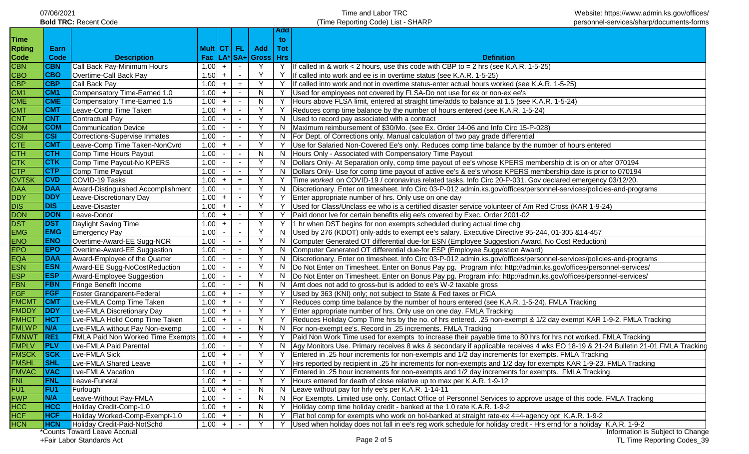07/06/2021

**Bold TRC:** Recent Code

Time and Labor TRC
(Time Reporting Code) List - SHARP

Website: https://www.admin.ks.gov/offices/personnel-services/sharp/documents-forms

| Time Rpting Code | Earn Code | Description | Mult Fac | CT LA* | FL SA+ | Add Gross | Add to Tot Hrs | Definition |
|---|---|---|---|---|---|---|---|---|
| CBN | CBN | Call Back Pay-Minimum Hours | 1.00 | + | - | Y | Y | If called in & work < 2 hours, use this code with CBP to = 2 hrs (see K.A.R. 1-5-25) |
| CBO | CBO | Overtime-Call Back Pay | 1.50 | + | - | Y | Y | If called into work and ee is in overtime status (see K.A.R. 1-5-25) |
| CBP | CBP | Call Back Pay | 1.00 | + | + | Y | Y | If called into work and not in overtime status-enter actual hours worked (see K.A.R. 1-5-25) |
| CM1 | CM1 | Compensatory Time-Earned 1.0 | 1.00 | + | - | N | Y | Used for employees not covered by FLSA-Do not use for ex or non-ex ee's |
| CME | CME | Compensatory Time-Earned 1.5 | 1.00 | + | - | N | Y | Hours above FLSA limit, entered at straight time/adds to balance at 1.5 (see K.A.R. 1-5-24) |
| CMT | CMT | Leave-Comp Time Taken | 1.00 | + | - | Y | Y | Reduces comp time balance by the number of hours entered (see K.A.R. 1-5-24) |
| CNT | CNT | Contractual Pay | 1.00 | - | - | Y | N | Used to record pay associated with a contract |
| COM | COM | Communication Device | 1.00 | - | - | Y | N | Maximum reimbursement of $30/Mo. (see Ex. Order 14-06 and Info Circ 15-P-028) |
| CSI | CSI | Corrections-Supervise Inmates | 1.00 | - | - | Y | N | For Dept. of Corrections only. Manual calculation of two pay grade differential |
| CTE | CMT | Leave-Comp Time Taken-NonCvrd | 1.00 | + | - | Y | Y | Use for Salaried Non-Covered Ee's only. Reduces comp time balance by the number of hours entered |
| CTH | CTH | Comp Time Hours Payout | 1.00 | - | - | N | N | Hours Only - Associated with Compensatory Time Payout |
| CTK | CTK | Comp Time Payout-No KPERS | 1.00 | - | - | Y | N | Dollars Only- At Separation only, comp time payout of ee's whose KPERS membership dt is on or after 070194 |
| CTP | CTP | Comp Time Payout | 1.00 | - | - | Y | N | Dollars Only- Use for comp time payout of active ee's & ee's whose KPERS membership date is prior to 070194 |
| CVTSK | CVD | COVID-19 Tasks | 1.00 | + | + | Y | Y | Time *worked* on COVID-19 / coronavirus related tasks. Info Circ 20-P-031. Gov declared emergency 03/12/20. |
| DAA | DAA | Award-Distinguished Accomplishment | 1.00 | - | - | Y | N | Discretionary. Enter on timesheet. Info Circ 03-P-012 admin.ks.gov/offices/personnel-services/policies-and-programs |
| DDY | DDY | Leave-Discretionary Day | 1.00 | + | - | Y | Y | Enter appropriate number of hrs. Only use on one day |
| DIS | DIS | Leave-Disaster | 1.00 | + | - | Y | Y | Used for Class/Unclass ee who is a certified disaster service volunteer of Am Red Cross (KAR 1-9-24) |
| DON | DON | Leave-Donor | 1.00 | + | - | Y | Y | Paid donor lve for certain benefits elig ee's covered by Exec. Order 2001-02 |
| DST | DST | Daylight Saving Time | 1.00 | + | - | Y | Y | 1 hr when DST begins for non exempts scheduled during actual time chg |
| EMG | EMG | Emergency Pay | 1.00 | - | - | Y | N | Used by 276 (KDOT) only-adds to exempt ee's salary. Executive Directive 95-244, 01-305 &14-457 |
| ENO | ENO | Overtime-Award-EE Sugg-NCR | 1.00 | - | - | Y | N | Computer Generated OT differential due-for ESN (Employee Suggestion Award, No Cost Reduction) |
| EPO | EPO | Overtime-Award-EE Suggestion | 1.00 | - | - | Y | N | Computer Generated OT differential due-for ESP (Employee Suggestion Award) |
| EQA | DAA | Award-Employee of the Quarter | 1.00 | - | - | Y | N | Discretionary. Enter on timesheet. Info Circ 03-P-012 admin.ks.gov/offices/personnel-services/policies-and-programs |
| ESN | ESN | Award-EE Sugg-NoCostReduction | 1.00 | - | - | Y | N | Do Not Enter on Timesheet. Enter on Bonus Pay pg. Program info: http://admin.ks.gov/offices/personnel-services/ |
| ESP | ESP | Award-Employee Suggestion | 1.00 | - | - | Y | N | Do Not Enter on Timesheet. Enter on Bonus Pay pg. Program info: http://admin.ks.gov/offices/personnel-services/ |
| FBN | FBN | Fringe Benefit Income | 1.00 | - | - | N | N | Amt does not add to gross-but is added to ee's W-2 taxable gross |
| FGF | FGF | Foster Grandparent-Federal | 1.00 | + | - | Y | Y | Used by 363 (KNI) only; not subject to State & Fed taxes or FICA |
| FMCMT | CMT | Lve-FMLA Comp Time Taken | 1.00 | + | - | Y | Y | Reduces comp time balance by the number of hours entered (see K.A.R. 1-5-24). FMLA Tracking |
| FMDDY | DDY | Lve-FMLA Discretionary Day | 1.00 | + | - | Y | Y | Enter appropriate number of hrs. Only use on one day. FMLA Tracking |
| FMHCT | HCT | Lve-FMLA Holid Comp Time Taken | 1.00 | + | - | Y | Y | Reduces Holiday Comp Time hrs by the no. of hrs entered. .25 non-exempt & 1/2 day exempt KAR 1-9-2. FMLA Tracking |
| FMLWP | N/A | Lve-FMLA without Pay Non-exemp | 1.00 | - | - | N | N | For non-exempt ee's. Record in .25 increments. FMLA Tracking |
| FMNWT | RE1 | FMLA Paid Non Worked Time Exempts | 1.00 | + | - | Y | Y | Paid Non Work Time used for exempts to increase their payable time to 80 hrs for hrs not worked. FMLA Tracking |
| FMPLV | PLV | Lve-FMLA Paid Parental | 1.00 | - | - | Y | N | Agy Monitors Use. Primary receives 8 wks & secondary if applicable receives 4 wks EO 18-19 & 21-24 Bulletin 21-01 FMLA Tracking |
| FMSCK | SCK | Lve-FMLA Sick | 1.00 | + | - | Y | Y | Entered in .25 hour increments for non-exempts and 1/2 day increments for exempts. FMLA Tracking |
| FMSHL | SHL | Lve-FMLA Shared Leave | 1.00 | + | - | Y | Y | Hrs reported by recipient in .25 hr increments for non-exempts and 1/2 day for exempts KAR 1-9-23. FMLA Tracking |
| FMVAC | VAC | Lve-FMLA Vacation | 1.00 | + | - | Y | Y | Entered in .25 hour increments for non-exempts and 1/2 day increments for exempts. FMLA Tracking |
| FNL | FNL | Leave-Funeral | 1.00 | + | - | Y | Y | Hours entered for death of close relative up to max per K.A.R. 1-9-12 |
| FU1 | FU1 | Furlough | 1.00 | + | - | N | N | Leave without pay for hrly ee's per K.A.R. 1-14-11 |
| FWP | N/A | Leave-Without Pay-FMLA | 1.00 | - | - | N | N | For Exempts. Limited use only. Contact Office of Personnel Services to approve usage of this code. FMLA Tracking |
| HCC | HCC | Holiday Credit-Comp-1.0 | 1.00 | + | - | N | Y | Holiday comp time holiday credit - banked at the 1.0 rate K.A.R. 1-9-2 |
| HCF | HCF | Holiday Worked-Comp-Exempt-1.0 | 1.00 | + | - | N | Y | Flat hol comp for exempts who work on hol-banked at straight rate-ex 4=4-agency opt K.A.R. 1-9-2 |
| HCN | HCN | Holiday Credit-Paid-NotSchd | 1.00 | + | - | Y | Y | Used when holiday does not fall in ee's reg work schedule for holiday credit - Hrs ernd for a holiday K.A.R. 1-9-2 |

*Counts Toward Leave Accrual
+Fair Labor Standards Act

Information is Subject to Change
TL Time Reporting Codes_39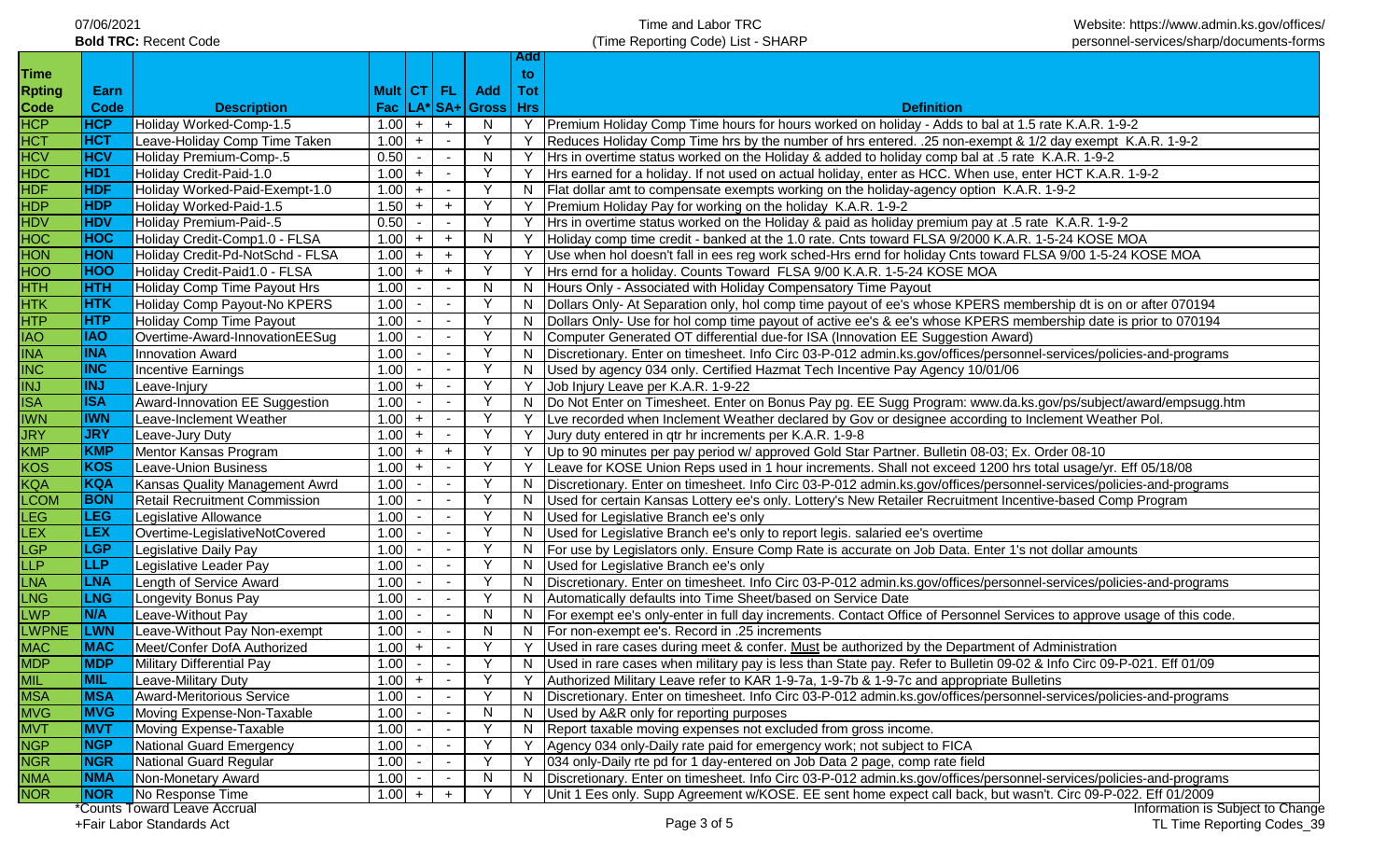| Time Rpting Code | Earn Code | Description | Mult Fac | CT LA* | FL SA+ | Add Gross | Add to Tot Hrs | Definition |
|---|---|---|---|---|---|---|---|---|
| HCP | HCP | Holiday Worked-Comp-1.5 | 1.00 | + | + | N | Y | Premium Holiday Comp Time hours for hours worked on holiday - Adds to bal at 1.5 rate K.A.R. 1-9-2 |
| HCT | HCT | Leave-Holiday Comp Time Taken | 1.00 | + | - | Y | Y | Reduces Holiday Comp Time hrs by the number of hrs entered. .25 non-exempt & 1/2 day exempt K.A.R. 1-9-2 |
| HCV | HCV | Holiday Premium-Comp-.5 | 0.50 | - | - | N | Y | Hrs in overtime status worked on the Holiday & added to holiday comp bal at .5 rate K.A.R. 1-9-2 |
| HDC | HD1 | Holiday Credit-Paid-1.0 | 1.00 | + | - | Y | Y | Hrs earned for a holiday. If not used on actual holiday, enter as HCC. When use, enter HCT K.A.R. 1-9-2 |
| HDF | HDF | Holiday Worked-Paid-Exempt-1.0 | 1.00 | + | - | Y | N | Flat dollar amt to compensate exempts working on the holiday-agency option K.A.R. 1-9-2 |
| HDP | HDP | Holiday Worked-Paid-1.5 | 1.50 | + | + | Y | Y | Premium Holiday Pay for working on the holiday K.A.R. 1-9-2 |
| HDV | HDV | Holiday Premium-Paid-.5 | 0.50 | - | - | Y | Y | Hrs in overtime status worked on the Holiday & paid as holiday premium pay at .5 rate K.A.R. 1-9-2 |
| HOC | HOC | Holiday Credit-Comp1.0 - FLSA | 1.00 | + | + | N | Y | Holiday comp time credit - banked at the 1.0 rate. Cnts toward FLSA 9/2000 K.A.R. 1-5-24 KOSE MOA |
| HON | HON | Holiday Credit-Pd-NotSchd - FLSA | 1.00 | + | + | Y | Y | Use when hol doesn't fall in ees reg work sched-Hrs ernd for holiday Cnts toward FLSA 9/00 1-5-24 KOSE MOA |
| HOO | HOO | Holiday Credit-Paid1.0 - FLSA | 1.00 | + | + | Y | Y | Hrs ernd for a holiday. Counts Toward FLSA 9/00 K.A.R. 1-5-24 KOSE MOA |
| HTH | HTH | Holiday Comp Time Payout Hrs | 1.00 | - | - | N | N | Hours Only - Associated with Holiday Compensatory Time Payout |
| HTK | HTK | Holiday Comp Payout-No KPERS | 1.00 | - | - | Y | N | Dollars Only- At Separation only, hol comp time payout of ee's whose KPERS membership dt is on or after 070194 |
| HTP | HTP | Holiday Comp Time Payout | 1.00 | - | - | Y | N | Dollars Only- Use for hol comp time payout of active ee's & ee's whose KPERS membership date is prior to 070194 |
| IAO | IAO | Overtime-Award-InnovationEESug | 1.00 | - | - | Y | N | Computer Generated OT differential due-for ISA (Innovation EE Suggestion Award) |
| INA | INA | Innovation Award | 1.00 | - | - | Y | N | Discretionary. Enter on timesheet. Info Circ 03-P-012 admin.ks.gov/offices/personnel-services/policies-and-programs |
| INC | INC | Incentive Earnings | 1.00 | - | - | Y | N | Used by agency 034 only. Certified Hazmat Tech Incentive Pay Agency 10/01/06 |
| INJ | INJ | Leave-Injury | 1.00 | + | - | Y | Y | Job Injury Leave per K.A.R. 1-9-22 |
| ISA | ISA | Award-Innovation EE Suggestion | 1.00 | - | - | Y | N | Do Not Enter on Timesheet. Enter on Bonus Pay pg. EE Sugg Program: www.da.ks.gov/ps/subject/award/empsugg.htm |
| IWN | IWN | Leave-Inclement Weather | 1.00 | + | - | Y | Y | Lve recorded when Inclement Weather declared by Gov or designee according to Inclement Weather Pol. |
| JRY | JRY | Leave-Jury Duty | 1.00 | + | - | Y | Y | Jury duty entered in qtr hr increments per K.A.R. 1-9-8 |
| KMP | KMP | Mentor Kansas Program | 1.00 | + | + | Y | Y | Up to 90 minutes per pay period w/ approved Gold Star Partner. Bulletin 08-03; Ex. Order 08-10 |
| KOS | KOS | Leave-Union Business | 1.00 | + | - | Y | Y | Leave for KOSE Union Reps used in 1 hour increments. Shall not exceed 1200 hrs total usage/yr. Eff 05/18/08 |
| KQA | KQA | Kansas Quality Management Awrd | 1.00 | - | - | Y | N | Discretionary. Enter on timesheet. Info Circ 03-P-012 admin.ks.gov/offices/personnel-services/policies-and-programs |
| LCOM | BON | Retail Recruitment Commission | 1.00 | - | - | Y | N | Used for certain Kansas Lottery ee's only. Lottery's New Retailer Recruitment Incentive-based Comp Program |
| LEG | LEG | Legislative Allowance | 1.00 | - | - | Y | N | Used for Legislative Branch ee's only |
| LEX | LEX | Overtime-LegislativeNotCovered | 1.00 | - | - | Y | N | Used for Legislative Branch ee's only to report legis. salaried ee's overtime |
| LGP | LGP | Legislative Daily Pay | 1.00 | - | - | Y | N | For use by Legislators only. Ensure Comp Rate is accurate on Job Data. Enter 1's not dollar amounts |
| LLP | LLP | Legislative Leader Pay | 1.00 | - | - | Y | N | Used for Legislative Branch ee's only |
| LNA | LNA | Length of Service Award | 1.00 | - | - | Y | N | Discretionary. Enter on timesheet. Info Circ 03-P-012 admin.ks.gov/offices/personnel-services/policies-and-programs |
| LNG | LNG | Longevity Bonus Pay | 1.00 | - | - | Y | N | Automatically defaults into Time Sheet/based on Service Date |
| LWP | N/A | Leave-Without Pay | 1.00 | - | - | N | N | For exempt ee's only-enter in full day increments. Contact Office of Personnel Services to approve usage of this code. |
| LWPNE | LWN | Leave-Without Pay Non-exempt | 1.00 | - | - | N | N | For non-exempt ee's. Record in .25 increments |
| MAC | MAC | Meet/Confer DofA Authorized | 1.00 | + | - | Y | Y | Used in rare cases during meet & confer. Must be authorized by the Department of Administration |
| MDP | MDP | Military Differential Pay | 1.00 | - | - | Y | N | Used in rare cases when military pay is less than State pay. Refer to Bulletin 09-02 & Info Circ 09-P-021. Eff 01/09 |
| MIL | MIL | Leave-Military Duty | 1.00 | + | - | Y | Y | Authorized Military Leave refer to KAR 1-9-7a, 1-9-7b & 1-9-7c and appropriate Bulletins |
| MSA | MSA | Award-Meritorious Service | 1.00 | - | - | Y | N | Discretionary. Enter on timesheet. Info Circ 03-P-012 admin.ks.gov/offices/personnel-services/policies-and-programs |
| MVG | MVG | Moving Expense-Non-Taxable | 1.00 | - | - | N | N | Used by A&R only for reporting purposes |
| MVT | MVT | Moving Expense-Taxable | 1.00 | - | - | Y | N | Report taxable moving expenses not excluded from gross income. |
| NGP | NGP | National Guard Emergency | 1.00 | - | - | Y | Y | Agency 034 only-Daily rate paid for emergency work; not subject to FICA |
| NGR | NGR | National Guard Regular | 1.00 | - | - | Y | Y | 034 only-Daily rte pd for 1 day-entered on Job Data 2 page, comp rate field |
| NMA | NMA | Non-Monetary Award | 1.00 | - | - | N | N | Discretionary. Enter on timesheet. Info Circ 03-P-012 admin.ks.gov/offices/personnel-services/policies-and-programs |
| NOR | NOR | No Response Time | 1.00 | + | + | Y | Y | Unit 1 Ees only. Supp Agreement w/KOSE. EE sent home expect call back, but wasn't. Circ 09-P-022. Eff 01/2009 |

*Counts Toward Leave Accrual

+Fair Labor Standards Act

Information is Subject to Change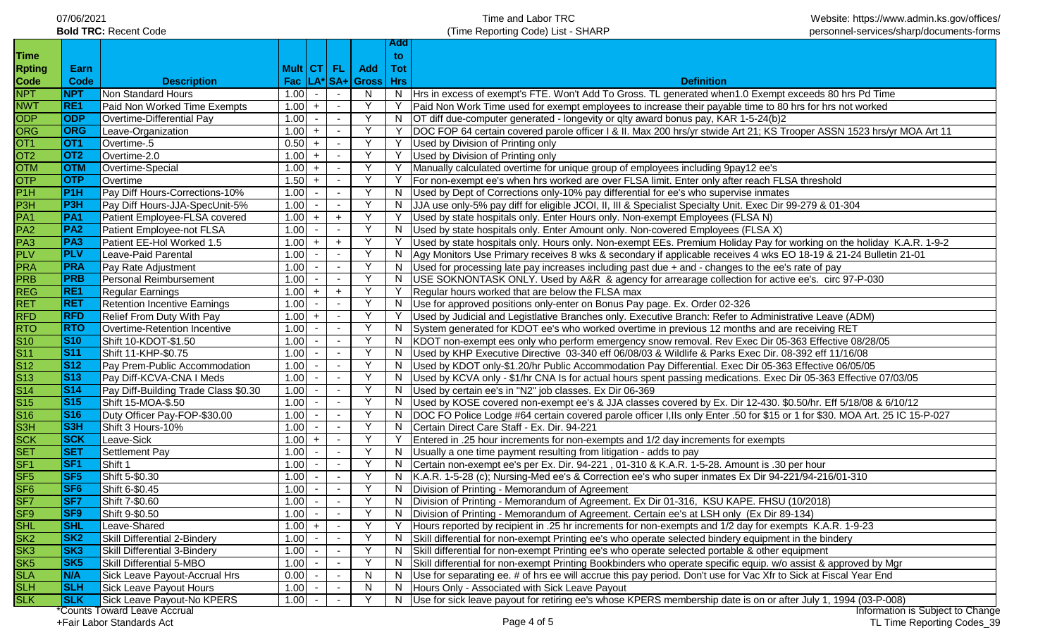07/06/2021

**Bold TRC:** Recent Code

# Time and Labor TRC
## (Time Reporting Code) List - SHARP

Website: https://www.admin.ks.gov/offices/personnel-services/sharp/documents-forms

| Time Rpting Code | Earn Code | Description | Mult Fac | CT LA* | FL SA+ | Add Gross | Add to Tot Hrs | Definition |
|---|---|---|---|---|---|---|---|---|
| NPT | **NPT** | Non Standard Hours | 1.00 | - | - | N | N | Hrs in excess of exempt's FTE. Won't Add To Gross. TL generated when1.0 Exempt exceeds 80 hrs Pd Time |
| NWT | **RE1** | Paid Non Worked Time Exempts | 1.00 | + | - | Y | Y | Paid Non Work Time used for exempt employees to increase their payable time to 80 hrs for hrs not worked |
| ODP | **ODP** | Overtime-Differential Pay | 1.00 | - | - | Y | N | OT diff due-computer generated - longevity or qlty award bonus pay, KAR 1-5-24(b)2 |
| ORG | **ORG** | Leave-Organization | 1.00 | + | - | Y | Y | DOC FOP 64 certain covered parole officer I & II. Max 200 hrs/yr stwide Art 21; KS Trooper ASSN 1523 hrs/yr MOA Art 11 |
| OT1 | **OT1** | Overtime-.5 | 0.50 | + | - | Y | Y | Used by Division of Printing only |
| OT2 | **OT2** | Overtime-2.0 | 1.00 | + | - | Y | Y | Used by Division of Printing only |
| OTM | **OTM** | Overtime-Special | 1.00 | + | - | Y | Y | Manually calculated overtime for unique group of employees including 9pay12 ee's |
| OTP | **OTP** | Overtime | 1.50 | + | - | Y | Y | For non-exempt ee's when hrs worked are over FLSA limit. Enter only after reach FLSA threshold |
| P1H | **P1H** | Pay Diff Hours-Corrections-10% | 1.00 | - | - | Y | N | Used by Dept of Corrections only-10% pay differential for ee's who supervise inmates |
| P3H | **P3H** | Pay Diff Hours-JJA-SpecUnit-5% | 1.00 | - | - | Y | N | JJA use only-5% pay diff for eligible JCOI, II, III & Specialist Specialty Unit. Exec Dir 99-279 & 01-304 |
| PA1 | **PA1** | Patient Employee-FLSA covered | 1.00 | + | + | Y | Y | Used by state hospitals only. Enter Hours only. Non-exempt Employees (FLSA N) |
| PA2 | **PA2** | Patient Employee-not FLSA | 1.00 | - | - | Y | N | Used by state hospitals only. Enter Amount only. Non-covered Employees (FLSA X) |
| PA3 | **PA3** | Patient EE-Hol Worked 1.5 | 1.00 | + | + | Y | Y | Used by state hospitals only. Hours only. Non-exempt EEs. Premium Holiday Pay for working on the holiday K.A.R. 1-9-2 |
| PLV | **PLV** | Leave-Paid Parental | 1.00 | - | - | Y | N | Agy Monitors Use Primary receives 8 wks & secondary if applicable receives 4 wks EO 18-19 & 21-24 Bulletin 21-01 |
| PRA | **PRA** | Pay Rate Adjustment | 1.00 | - | - | Y | N | Used for processing late pay increases including past due + and - changes to the ee's rate of pay |
| PRB | **PRB** | Personal Reimbursement | 1.00 | - | - | Y | N | USE SOKNONTASK ONLY. Used by A&R & agency for arrearage collection for active ee's. circ 97-P-030 |
| REG | **RE1** | Regular Earnings | 1.00 | + | + | Y | Y | Regular hours worked that are below the FLSA max |
| RET | **RET** | Retention Incentive Earnings | 1.00 | - | - | Y | N | Use for approved positions only-enter on Bonus Pay page. Ex. Order 02-326 |
| RFD | **RFD** | Relief From Duty With Pay | 1.00 | + | - | Y | Y | Used by Judicial and Legistlative Branches only. Executive Branch: Refer to Administrative Leave (ADM) |
| RTO | **RTO** | Overtime-Retention Incentive | 1.00 | - | - | Y | N | System generated for KDOT ee's who worked overtime in previous 12 months and are receiving RET |
| S10 | **S10** | Shift 10-KDOT-$1.50 | 1.00 | - | - | Y | N | KDOT non-exempt ees only who perform emergency snow removal. Rev Exec Dir 05-363 Effective 08/28/05 |
| S11 | **S11** | Shift 11-KHP-$0.75 | 1.00 | - | - | Y | N | Used by KHP Executive Directive 03-340 eff 06/08/03 & Wildlife & Parks Exec Dir. 08-392 eff 11/16/08 |
| S12 | **S12** | Pay Prem-Public Accommodation | 1.00 | - | - | Y | N | Used by KDOT only-$1.20/hr Public Accommodation Pay Differential. Exec Dir 05-363 Effective 06/05/05 |
| S13 | **S13** | Pay Diff-KCVA-CNA I Meds | 1.00 | - | - | Y | N | Used by KCVA only - $1/hr CNA Is for actual hours spent passing medications. Exec Dir 05-363 Effective 07/03/05 |
| S14 | **S14** | Pay Diff-Building Trade Class $0.30 | 1.00 | - | - | Y | N | Used by certain ee's in "N2" job classes. Ex Dir 06-369 |
| S15 | **S15** | Shift 15-MOA-$.50 | 1.00 | - | - | Y | N | Used by KOSE covered non-exempt ee's & JJA classes covered by Ex. Dir 12-430. $0.50/hr. Eff 5/18/08 & 6/10/12 |
| S16 | **S16** | Duty Officer Pay-FOP-$30.00 | 1.00 | - | - | Y | N | DOC FO Police Lodge #64 certain covered parole officer I,IIs only Enter .50 for $15 or 1 for $30. MOA Art. 25 IC 15-P-027 |
| S3H | **S3H** | Shift 3 Hours-10% | 1.00 | - | - | Y | N | Certain Direct Care Staff - Ex. Dir. 94-221 |
| SCK | **SCK** | Leave-Sick | 1.00 | + | - | Y | Y | Entered in .25 hour increments for non-exempts and 1/2 day increments for exempts |
| SET | **SET** | Settlement Pay | 1.00 | - | - | Y | N | Usually a one time payment resulting from litigation - adds to pay |
| SF1 | **SF1** | Shift 1 | 1.00 | - | - | Y | N | Certain non-exempt ee's per Ex. Dir. 94-221 , 01-310 & K.A.R. 1-5-28. Amount is .30 per hour |
| SF5 | **SF5** | Shift 5-$0.30 | 1.00 | - | - | Y | N | K.A.R. 1-5-28 (c); Nursing-Med ee's & Correction ee's who super inmates Ex Dir 94-221/94-216/01-310 |
| SF6 | **SF6** | Shift 6-$0.45 | 1.00 | - | - | Y | N | Division of Printing - Memorandum of Agreement |
| SF7 | **SF7** | Shift 7-$0.60 | 1.00 | - | - | Y | N | Division of Printing - Memorandum of Agreement. Ex Dir 01-316, KSU KAPE. FHSU (10/2018) |
| SF9 | **SF9** | Shift 9-$0.50 | 1.00 | - | - | Y | N | Division of Printing - Memorandum of Agreement. Certain ee's at LSH only (Ex Dir 89-134) |
| SHL | **SHL** | Leave-Shared | 1.00 | + | - | Y | Y | Hours reported by recipient in .25 hr increments for non-exempts and 1/2 day for exempts K.A.R. 1-9-23 |
| SK2 | **SK2** | Skill Differential 2-Bindery | 1.00 | - | - | Y | N | Skill differential for non-exempt Printing ee's who operate selected bindery equipment in the bindery |
| SK3 | **SK3** | Skill Differential 3-Bindery | 1.00 | - | - | Y | N | Skill differential for non-exempt Printing ee's who operate selected portable & other equipment |
| SK5 | **SK5** | Skill Differential 5-MBO | 1.00 | - | - | Y | N | Skill differential for non-exempt Printing Bookbinders who operate specific equip. w/o assist & approved by Mgr |
| SLA | **N/A** | Sick Leave Payout-Accrual Hrs | 0.00 | - | - | N | N | Use for separating ee. # of hrs ee will accrue this pay period. Don't use for Vac Xfr to Sick at Fiscal Year End |
| SLH | **SLH** | Sick Leave Payout Hours | 1.00 | - | - | N | N | Hours Only - Associated with Sick Leave Payout |
| SLK | **SLK** | Sick Leave Payout-No KPERS | 1.00 | - | - | Y | N | Use for sick leave payout for retiring ee's whose KPERS membership date is on or after July 1, 1994 (03-P-008) |

*Counts Toward Leave Accrual

+Fair Labor Standards Act

Information is Subject to Change

TL Time Reporting Codes_39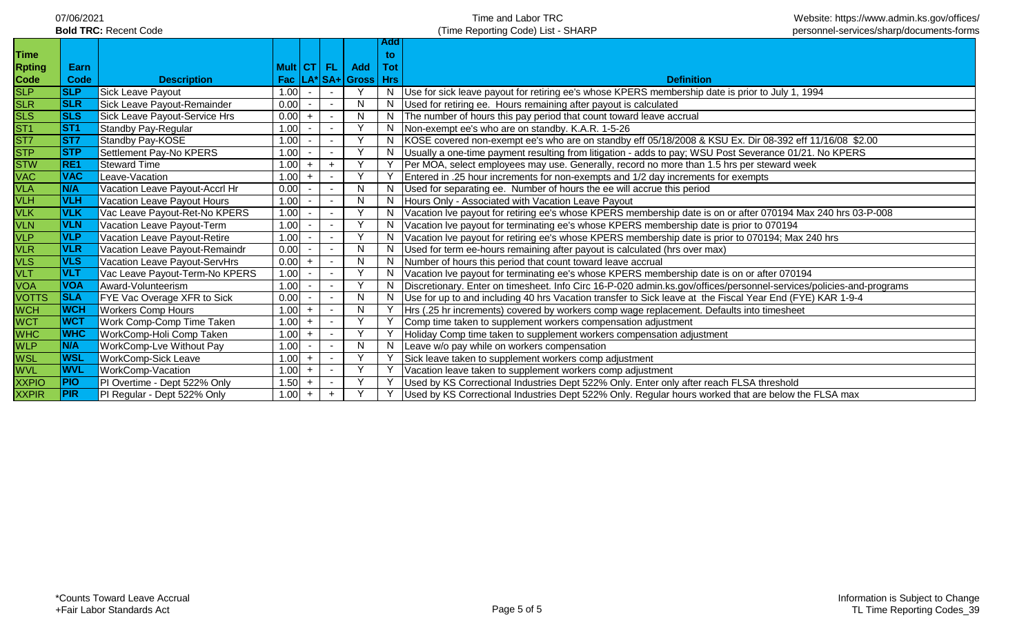07/06/2021

**Bold TRC:** Recent Code

Time and Labor TRC
(Time Reporting Code) List - SHARP

Website: https://www.admin.ks.gov/offices/personnel-services/sharp/documents-forms

| Time Rpting Code | Earn Code | Description | Mult Fac | CT LA* | FL SA+ | Add Gross | Add to Tot Hrs | Definition |
|---|---|---|---|---|---|---|---|---|
| SLP | SLP | Sick Leave Payout | 1.00 | - | - | Y | N | Use for sick leave payout for retiring ee's whose KPERS membership date is prior to July 1, 1994 |
| SLR | SLR | Sick Leave Payout-Remainder | 0.00 | - | - | N | N | Used for retiring ee. Hours remaining after payout is calculated |
| SLS | SLS | Sick Leave Payout-Service Hrs | 0.00 | + | - | N | N | The number of hours this pay period that count toward leave accrual |
| ST1 | ST1 | Standby Pay-Regular | 1.00 | - | - | Y | N | Non-exempt ee's who are on standby. K.A.R. 1-5-26 |
| ST7 | ST7 | Standby Pay-KOSE | 1.00 | - | - | Y | N | KOSE covered non-exempt ee's who are on standby eff 05/18/2008 & KSU Ex. Dir 08-392 eff 11/16/08 $2.00 |
| STP | STP | Settlement Pay-No KPERS | 1.00 | - | - | Y | N | Usually a one-time payment resulting from litigation - adds to pay; WSU Post Severance 01/21. No KPERS |
| STW | RE1 | Steward Time | 1.00 | + | + | Y | Y | Per MOA, select employees may use. Generally, record no more than 1.5 hrs per steward week |
| VAC | VAC | Leave-Vacation | 1.00 | + | - | Y | Y | Entered in .25 hour increments for non-exempts and 1/2 day increments for exempts |
| VLA | N/A | Vacation Leave Payout-Accrl Hr | 0.00 | - | - | N | N | Used for separating ee. Number of hours the ee will accrue this period |
| VLH | VLH | Vacation Leave Payout Hours | 1.00 | - | - | N | N | Hours Only - Associated with Vacation Leave Payout |
| VLK | VLK | Vac Leave Payout-Ret-No KPERS | 1.00 | - | - | Y | N | Vacation lve payout for retiring ee's whose KPERS membership date is on or after 070194 Max 240 hrs 03-P-008 |
| VLN | VLN | Vacation Leave Payout-Term | 1.00 | - | - | Y | N | Vacation lve payout for terminating ee's whose KPERS membership date is prior to 070194 |
| VLP | VLP | Vacation Leave Payout-Retire | 1.00 | - | - | Y | N | Vacation lve payout for retiring ee's whose KPERS membership date is prior to 070194; Max 240 hrs |
| VLR | VLR | Vacation Leave Payout-Remaindr | 0.00 | - | - | N | N | Used for term ee-hours remaining after payout is calculated (hrs over max) |
| VLS | VLS | Vacation Leave Payout-ServHrs | 0.00 | + | - | N | N | Number of hours this period that count toward leave accrual |
| VLT | VLT | Vac Leave Payout-Term-No KPERS | 1.00 | - | - | Y | N | Vacation lve payout for terminating ee's whose KPERS membership date is on or after 070194 |
| VOA | VOA | Award-Volunteerism | 1.00 | - | - | Y | N | Discretionary. Enter on timesheet. Info Circ 16-P-020 admin.ks.gov/offices/personnel-services/policies-and-programs |
| VOTTS | SLA | FYE Vac Overage XFR to Sick | 0.00 | - | - | N | N | Use for up to and including 40 hrs Vacation transfer to Sick leave at the Fiscal Year End (FYE) KAR 1-9-4 |
| WCH | WCH | Workers Comp Hours | 1.00 | + | - | N | Y | Hrs (.25 hr increments) covered by workers comp wage replacement. Defaults into timesheet |
| WCT | WCT | Work Comp-Comp Time Taken | 1.00 | + | - | Y | Y | Comp time taken to supplement workers compensation adjustment |
| WHC | WHC | WorkComp-Holi Comp Taken | 1.00 | + | - | Y | Y | Holiday Comp time taken to supplement workers compensation adjustment |
| WLP | N/A | WorkComp-Lve Without Pay | 1.00 | - | - | N | N | Leave w/o pay while on workers compensation |
| WSL | WSL | WorkComp-Sick Leave | 1.00 | + | - | Y | Y | Sick leave taken to supplement workers comp adjustment |
| WVL | WVL | WorkComp-Vacation | 1.00 | + | - | Y | Y | Vacation leave taken to supplement workers comp adjustment |
| XXPIO | PIO | PI Overtime - Dept 522% Only | 1.50 | + | - | Y | Y | Used by KS Correctional Industries Dept 522% Only. Enter only after reach FLSA threshold |
| XXPIR | PIR | PI Regular - Dept 522% Only | 1.00 | + | + | Y | Y | Used by KS Correctional Industries Dept 522% Only. Regular hours worked that are below the FLSA max |

*Counts Toward Leave Accrual
+Fair Labor Standards Act

Information is Subject to Change
TL Time Reporting Codes_39